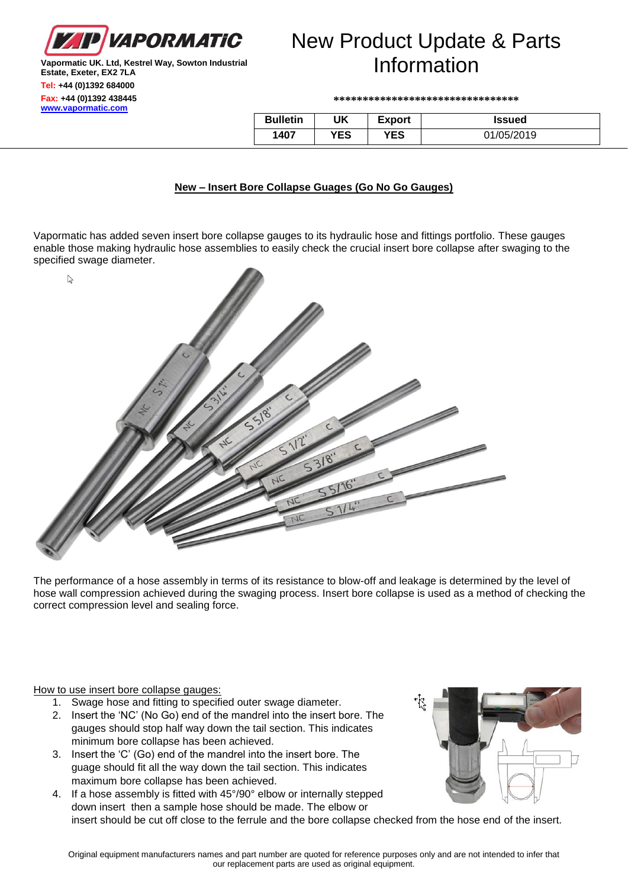**VAPORMATIC**

Vapormatic UK. Ltd, Kestrel Way, Sowton Industrial Estate, Exeter, EX2 7LA
Tel: +44 (0)1392 684000
Fax: +44 (0)1392 438445
www.vapormatic.com

# New Product Update & Parts Information

********************************

| Bulletin | UK | Export | Issued |
|---|---|---|---|
| 1407 | YES | YES | 01/05/2019 |

## New – Insert Bore Collapse Guages (Go No Go Gauges)

Vapormatic has added seven insert bore collapse gauges to its hydraulic hose and fittings portfolio. These gauges enable those making hydraulic hose assemblies to easily check the crucial insert bore collapse after swaging to the specified swage diameter.

The performance of a hose assembly in terms of its resistance to blow-off and leakage is determined by the level of hose wall compression achieved during the swaging process. Insert bore collapse is used as a method of checking the correct compression level and sealing force.

How to use insert bore collapse gauges:

1. Swage hose and fitting to specified outer swage diameter.
2. Insert the 'NC' (No Go) end of the mandrel into the insert bore. The gauges should stop half way down the tail section. This indicates minimum bore collapse has been achieved.
3. Insert the 'C' (Go) end of the mandrel into the insert bore. The guage should fit all the way down the tail section. This indicates maximum bore collapse has been achieved.
4. If a hose assembly is fitted with 45°/90° elbow or internally stepped down insert then a sample hose should be made. The elbow or insert should be cut off close to the ferrule and the bore collapse checked from the hose end of the insert.

Original equipment manufacturers names and part number are quoted for reference purposes only and are not intended to infer that our replacement parts are used as original equipment.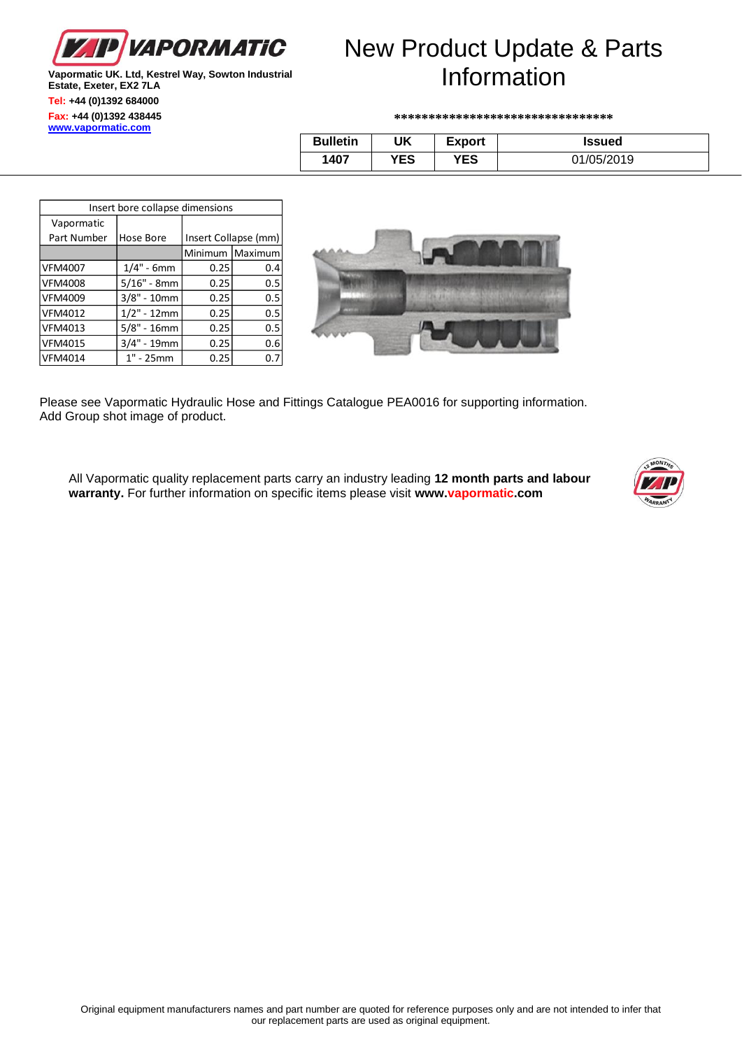Vapormatic UK. Ltd, Kestrel Way, Sowton Industrial Estate, Exeter, EX2 7LA

Tel: +44 (0)1392 684000

Fax: +44 (0)1392 438445

www.vapormatic.com

# New Product Update & Parts Information

*******************************

| Bulletin | UK | Export | Issued |
|---|---|---|---|
| 1407 | YES | YES | 01/05/2019 |

| Insert bore collapse dimensions | | | |
|---|---|---|---|
| Vapormatic Part Number | Hose Bore | Insert Collapse (mm) | |
| | | Minimum | Maximum |
| VFM4007 | 1/4" - 6mm | 0.25 | 0.4 |
| VFM4008 | 5/16" - 8mm | 0.25 | 0.5 |
| VFM4009 | 3/8" - 10mm | 0.25 | 0.5 |
| VFM4012 | 1/2" - 12mm | 0.25 | 0.5 |
| VFM4013 | 5/8" - 16mm | 0.25 | 0.5 |
| VFM4015 | 3/4" - 19mm | 0.25 | 0.6 |
| VFM4014 | 1" - 25mm | 0.25 | 0.7 |

Please see Vapormatic Hydraulic Hose and Fittings Catalogue PEA0016 for supporting information.
Add Group shot image of product.

All Vapormatic quality replacement parts carry an industry leading **12 month parts and labour warranty.** For further information on specific items please visit **www.vapormatic.com**

Original equipment manufacturers names and part number are quoted for reference purposes only and are not intended to infer that our replacement parts are used as original equipment.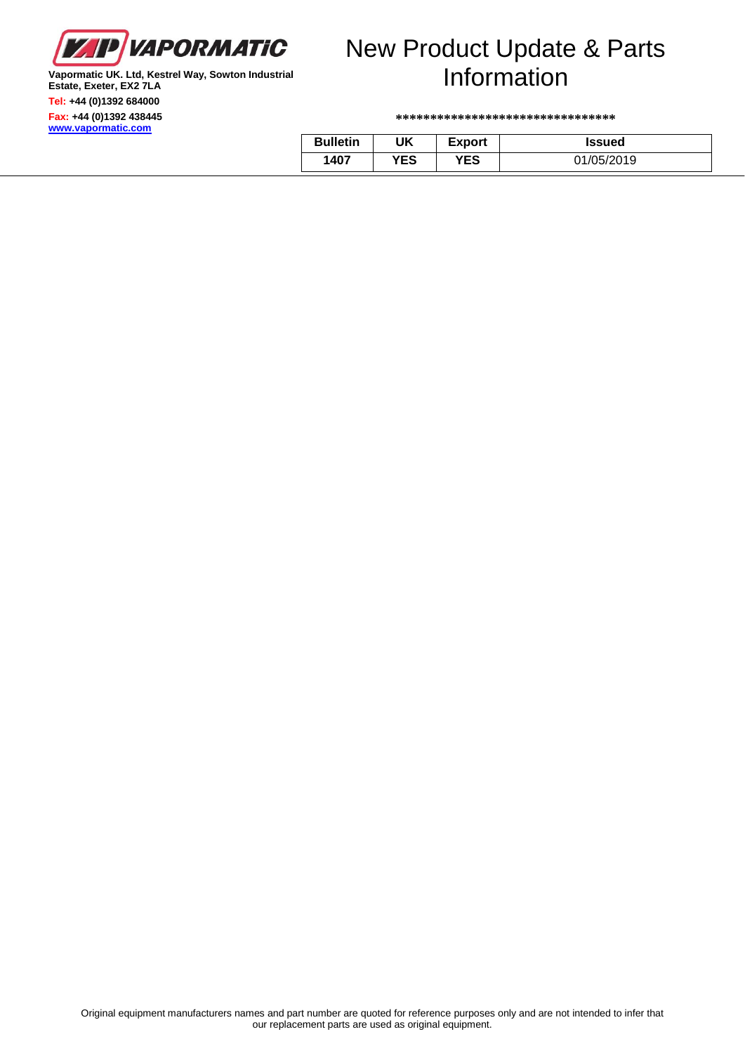**VAPORMATIC**

**Vapormatic UK. Ltd, Kestrel Way, Sowton Industrial Estate, Exeter, EX2 7LA**

**Tel: +44 (0)1392 684000**

**Fax: +44 (0)1392 438445**

**www.vapormatic.com**

# New Product Update & Parts Information

**********************************

| Bulletin | UK | Export | Issued |
|---|---|---|---|
| **1407** | **YES** | **YES** | 01/05/2019 |

Original equipment manufacturers names and part number are quoted for reference purposes only and are not intended to infer that our replacement parts are used as original equipment.